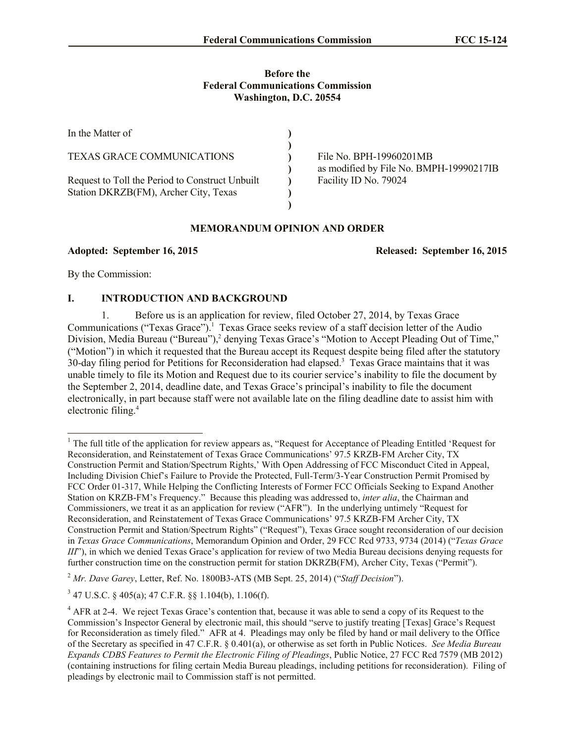**Before the**
**Federal Communications Commission**
**Washington, D.C. 20554**

| | | |
|---|---|---|
| In the Matter of | ) | |
| | ) | |
| TEXAS GRACE COMMUNICATIONS | ) | File No. BPH-19960201MB |
| | ) | as modified by File No. BMPH-19990217IB |
| Request to Toll the Period to Construct Unbuilt Station DKRZB(FM), Archer City, Texas | ) | Facility ID No. 79024 |
| | ) | |
| | ) | |

**MEMORANDUM OPINION AND ORDER**

**Adopted: September 16, 2015** **Released: September 16, 2015**

By the Commission:

## I. INTRODUCTION AND BACKGROUND

1. Before us is an application for review, filed October 27, 2014, by Texas Grace Communications ("Texas Grace").[1] Texas Grace seeks review of a staff decision letter of the Audio Division, Media Bureau ("Bureau"),[2] denying Texas Grace's "Motion to Accept Pleading Out of Time," ("Motion") in which it requested that the Bureau accept its Request despite being filed after the statutory 30-day filing period for Petitions for Reconsideration had elapsed.[3] Texas Grace maintains that it was unable timely to file its Motion and Request due to its courier service's inability to file the document by the September 2, 2014, deadline date, and Texas Grace's principal's inability to file the document electronically, in part because staff were not available late on the filing deadline date to assist him with electronic filing.[4]

---

[1] The full title of the application for review appears as, "Request for Acceptance of Pleading Entitled 'Request for Reconsideration, and Reinstatement of Texas Grace Communications' 97.5 KRZB-FM Archer City, TX Construction Permit and Station/Spectrum Rights,' With Open Addressing of FCC Misconduct Cited in Appeal, Including Division Chief's Failure to Provide the Protected, Full-Term/3-Year Construction Permit Promised by FCC Order 01-317, While Helping the Conflicting Interests of Former FCC Officials Seeking to Expand Another Station on KRZB-FM's Frequency." Because this pleading was addressed to, *inter alia*, the Chairman and Commissioners, we treat it as an application for review ("AFR"). In the underlying untimely "Request for Reconsideration, and Reinstatement of Texas Grace Communications' 97.5 KRZB-FM Archer City, TX Construction Permit and Station/Spectrum Rights" ("Request"), Texas Grace sought reconsideration of our decision in *Texas Grace Communications*, Memorandum Opinion and Order, 29 FCC Rcd 9733, 9734 (2014) ("*Texas Grace III*"), in which we denied Texas Grace's application for review of two Media Bureau decisions denying requests for further construction time on the construction permit for station DKRZB(FM), Archer City, Texas ("Permit").

[2] *Mr. Dave Garey*, Letter, Ref. No. 1800B3-ATS (MB Sept. 25, 2014) ("*Staff Decision*").

[3] 47 U.S.C. § 405(a); 47 C.F.R. §§ 1.104(b), 1.106(f).

[4] AFR at 2-4. We reject Texas Grace's contention that, because it was able to send a copy of its Request to the Commission's Inspector General by electronic mail, this should "serve to justify treating [Texas] Grace's Request for Reconsideration as timely filed." AFR at 4. Pleadings may only be filed by hand or mail delivery to the Office of the Secretary as specified in 47 C.F.R. § 0.401(a), or otherwise as set forth in Public Notices. *See Media Bureau Expands CDBS Features to Permit the Electronic Filing of Pleadings*, Public Notice, 27 FCC Rcd 7579 (MB 2012) (containing instructions for filing certain Media Bureau pleadings, including petitions for reconsideration). Filing of pleadings by electronic mail to Commission staff is not permitted.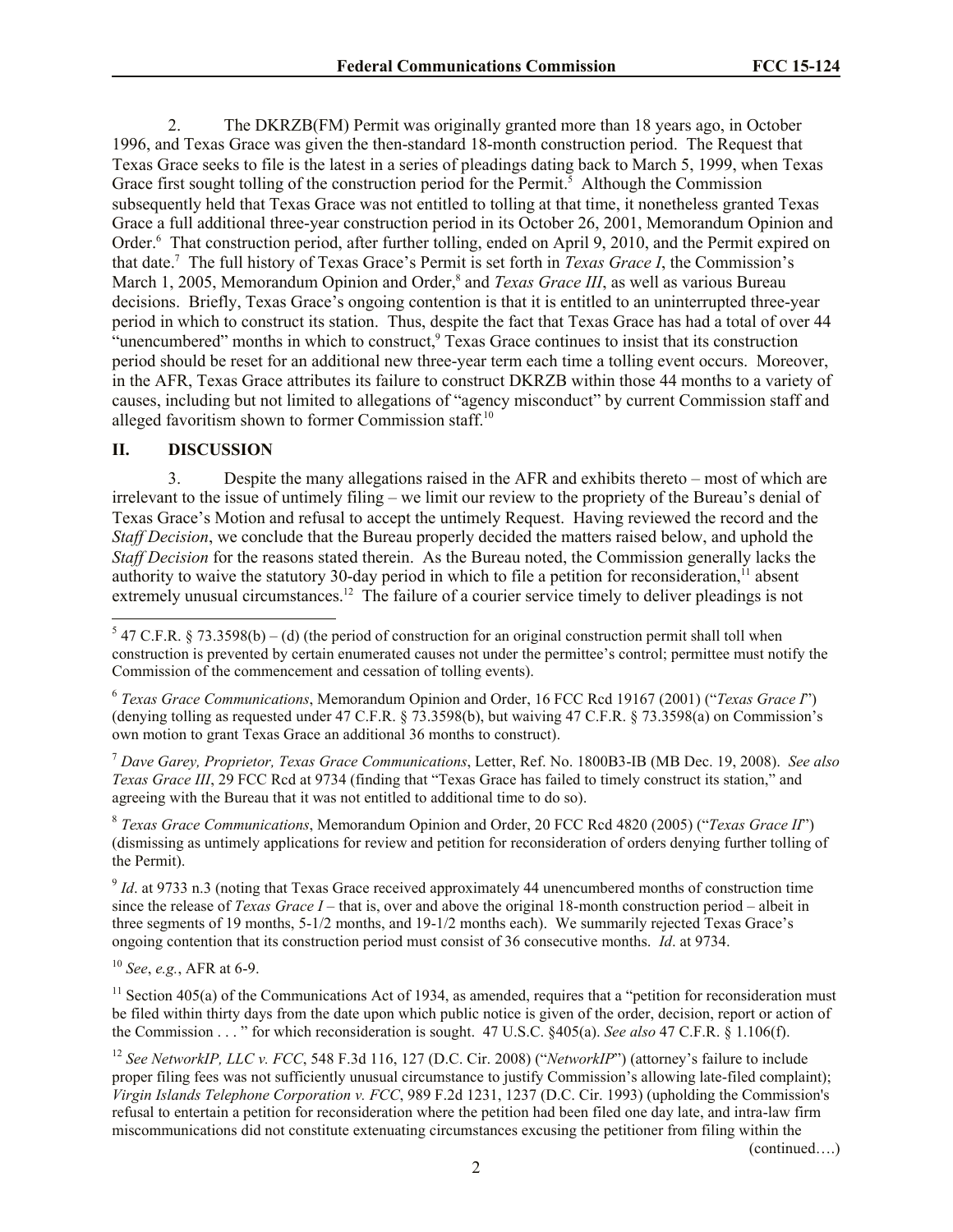2. The DKRZB(FM) Permit was originally granted more than 18 years ago, in October 1996, and Texas Grace was given the then-standard 18-month construction period. The Request that Texas Grace seeks to file is the latest in a series of pleadings dating back to March 5, 1999, when Texas Grace first sought tolling of the construction period for the Permit.[5] Although the Commission subsequently held that Texas Grace was not entitled to tolling at that time, it nonetheless granted Texas Grace a full additional three-year construction period in its October 26, 2001, Memorandum Opinion and Order.[6] That construction period, after further tolling, ended on April 9, 2010, and the Permit expired on that date.[7] The full history of Texas Grace's Permit is set forth in *Texas Grace I*, the Commission's March 1, 2005, Memorandum Opinion and Order,[8] and *Texas Grace III*, as well as various Bureau decisions. Briefly, Texas Grace's ongoing contention is that it is entitled to an uninterrupted three-year period in which to construct its station. Thus, despite the fact that Texas Grace has had a total of over 44 "unencumbered" months in which to construct,[9] Texas Grace continues to insist that its construction period should be reset for an additional new three-year term each time a tolling event occurs. Moreover, in the AFR, Texas Grace attributes its failure to construct DKRZB within those 44 months to a variety of causes, including but not limited to allegations of "agency misconduct" by current Commission staff and alleged favoritism shown to former Commission staff.[10]

## II. DISCUSSION

3. Despite the many allegations raised in the AFR and exhibits thereto – most of which are irrelevant to the issue of untimely filing – we limit our review to the propriety of the Bureau's denial of Texas Grace's Motion and refusal to accept the untimely Request. Having reviewed the record and the *Staff Decision*, we conclude that the Bureau properly decided the matters raised below, and uphold the *Staff Decision* for the reasons stated therein. As the Bureau noted, the Commission generally lacks the authority to waive the statutory 30-day period in which to file a petition for reconsideration,[11] absent extremely unusual circumstances.[12] The failure of a courier service timely to deliver pleadings is not

---

[5] 47 C.F.R. § 73.3598(b) – (d) (the period of construction for an original construction permit shall toll when construction is prevented by certain enumerated causes not under the permittee's control; permittee must notify the Commission of the commencement and cessation of tolling events).

[6] *Texas Grace Communications*, Memorandum Opinion and Order, 16 FCC Rcd 19167 (2001) ("*Texas Grace I*") (denying tolling as requested under 47 C.F.R. § 73.3598(b), but waiving 47 C.F.R. § 73.3598(a) on Commission's own motion to grant Texas Grace an additional 36 months to construct).

[7] *Dave Garey, Proprietor, Texas Grace Communications*, Letter, Ref. No. 1800B3-IB (MB Dec. 19, 2008). *See also Texas Grace III*, 29 FCC Rcd at 9734 (finding that "Texas Grace has failed to timely construct its station," and agreeing with the Bureau that it was not entitled to additional time to do so).

[8] *Texas Grace Communications*, Memorandum Opinion and Order, 20 FCC Rcd 4820 (2005) ("*Texas Grace II*") (dismissing as untimely applications for review and petition for reconsideration of orders denying further tolling of the Permit).

[9] *Id*. at 9733 n.3 (noting that Texas Grace received approximately 44 unencumbered months of construction time since the release of *Texas Grace I* – that is, over and above the original 18-month construction period – albeit in three segments of 19 months, 5-1/2 months, and 19-1/2 months each). We summarily rejected Texas Grace's ongoing contention that its construction period must consist of 36 consecutive months. *Id*. at 9734.

[10] *See*, *e.g.*, AFR at 6-9.

[11] Section 405(a) of the Communications Act of 1934, as amended, requires that a "petition for reconsideration must be filed within thirty days from the date upon which public notice is given of the order, decision, report or action of the Commission . . . " for which reconsideration is sought. 47 U.S.C. §405(a). *See also* 47 C.F.R. § 1.106(f).

[12] *See NetworkIP, LLC v. FCC*, 548 F.3d 116, 127 (D.C. Cir. 2008) ("*NetworkIP*") (attorney's failure to include proper filing fees was not sufficiently unusual circumstance to justify Commission's allowing late-filed complaint); *Virgin Islands Telephone Corporation v. FCC*, 989 F.2d 1231, 1237 (D.C. Cir. 1993) (upholding the Commission's refusal to entertain a petition for reconsideration where the petition had been filed one day late, and intra-law firm miscommunications did not constitute extenuating circumstances excusing the petitioner from filing within the

(continued….)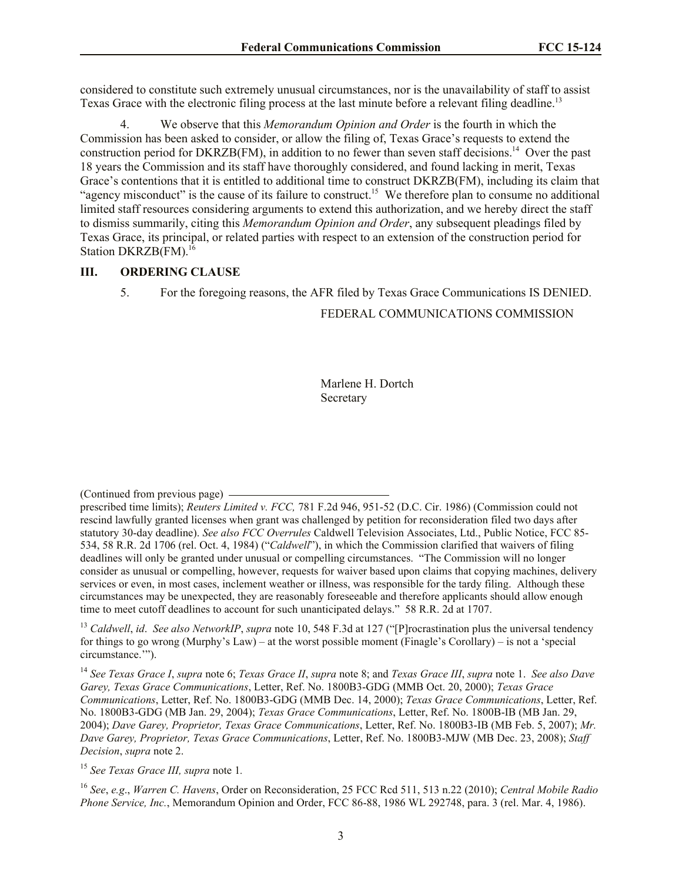considered to constitute such extremely unusual circumstances, nor is the unavailability of staff to assist Texas Grace with the electronic filing process at the last minute before a relevant filing deadline.[13]

4. We observe that this *Memorandum Opinion and Order* is the fourth in which the Commission has been asked to consider, or allow the filing of, Texas Grace's requests to extend the construction period for DKRZB(FM), in addition to no fewer than seven staff decisions.[14] Over the past 18 years the Commission and its staff have thoroughly considered, and found lacking in merit, Texas Grace's contentions that it is entitled to additional time to construct DKRZB(FM), including its claim that "agency misconduct" is the cause of its failure to construct.[15] We therefore plan to consume no additional limited staff resources considering arguments to extend this authorization, and we hereby direct the staff to dismiss summarily, citing this *Memorandum Opinion and Order*, any subsequent pleadings filed by Texas Grace, its principal, or related parties with respect to an extension of the construction period for Station DKRZB(FM).[16]

## III. ORDERING CLAUSE

5. For the foregoing reasons, the AFR filed by Texas Grace Communications IS DENIED.

FEDERAL COMMUNICATIONS COMMISSION

Marlene H. Dortch
Secretary

(Continued from previous page)

prescribed time limits); *Reuters Limited v. FCC,* 781 F.2d 946, 951-52 (D.C. Cir. 1986) (Commission could not rescind lawfully granted licenses when grant was challenged by petition for reconsideration filed two days after statutory 30-day deadline). *See also FCC Overrules* Caldwell Television Associates, Ltd., Public Notice, FCC 85-534, 58 R.R. 2d 1706 (rel. Oct. 4, 1984) ("*Caldwell*"), in which the Commission clarified that waivers of filing deadlines will only be granted under unusual or compelling circumstances. "The Commission will no longer consider as unusual or compelling, however, requests for waiver based upon claims that copying machines, delivery services or even, in most cases, inclement weather or illness, was responsible for the tardy filing. Although these circumstances may be unexpected, they are reasonably foreseeable and therefore applicants should allow enough time to meet cutoff deadlines to account for such unanticipated delays." 58 R.R. 2d at 1707.

[13] *Caldwell*, *id*. *See also NetworkIP*, *supra* note 10, 548 F.3d at 127 ("[P]rocrastination plus the universal tendency for things to go wrong (Murphy's Law) – at the worst possible moment (Finagle's Corollary) – is not a 'special circumstance.'").

[14] *See Texas Grace I*, *supra* note 6; *Texas Grace II*, *supra* note 8; and *Texas Grace III*, *supra* note 1. *See also Dave Garey, Texas Grace Communications*, Letter, Ref. No. 1800B3-GDG (MMB Oct. 20, 2000); *Texas Grace Communications*, Letter, Ref. No. 1800B3-GDG (MMB Dec. 14, 2000); *Texas Grace Communications*, Letter, Ref. No. 1800B3-GDG (MB Jan. 29, 2004); *Texas Grace Communications*, Letter, Ref. No. 1800B-IB (MB Jan. 29, 2004); *Dave Garey, Proprietor, Texas Grace Communications*, Letter, Ref. No. 1800B3-IB (MB Feb. 5, 2007); *Mr. Dave Garey, Proprietor, Texas Grace Communications*, Letter, Ref. No. 1800B3-MJW (MB Dec. 23, 2008); *Staff Decision*, *supra* note 2.

[15] *See Texas Grace III, supra* note 1.

[16] *See*, *e.g*., *Warren C. Havens*, Order on Reconsideration, 25 FCC Rcd 511, 513 n.22 (2010); *Central Mobile Radio Phone Service, Inc.*, Memorandum Opinion and Order, FCC 86-88, 1986 WL 292748, para. 3 (rel. Mar. 4, 1986).